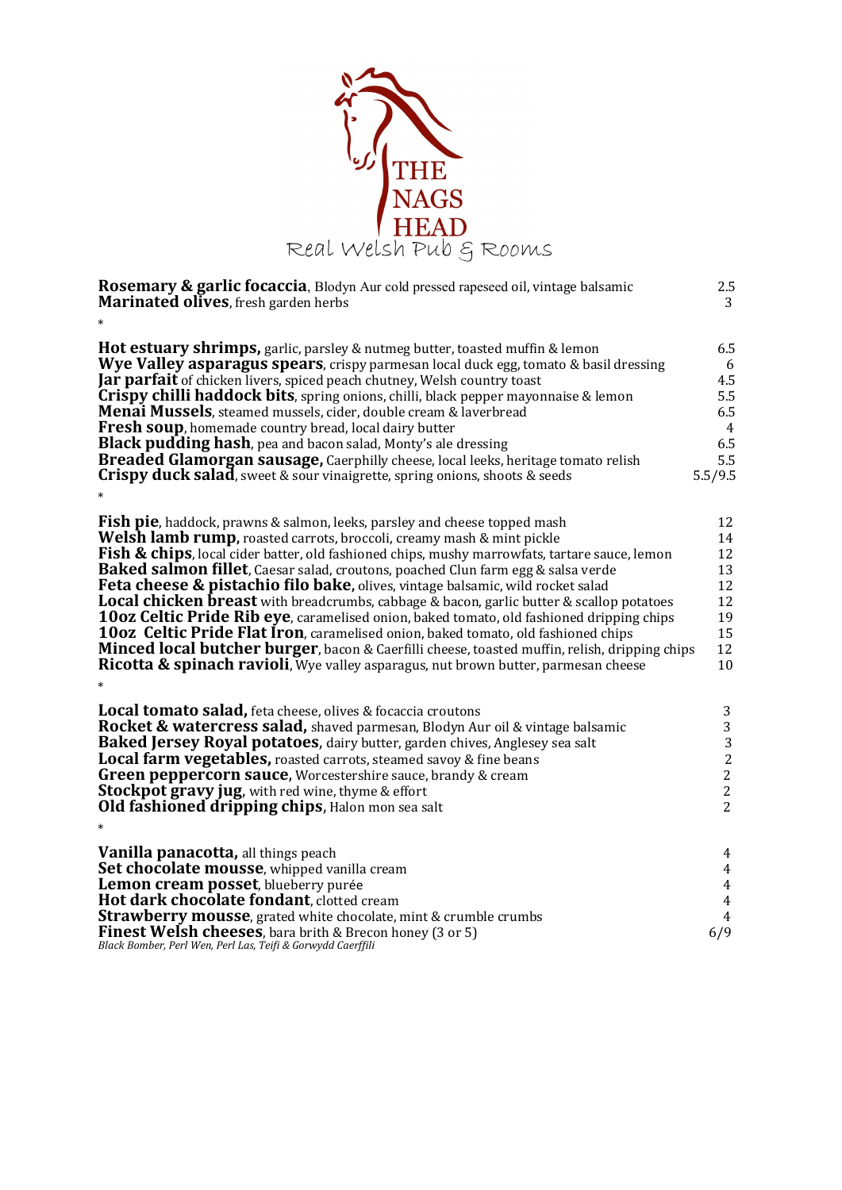# THE NAGS HEAD

Real Welsh Pub & Rooms

| | |
|---|---|
| **Rosemary & garlic focaccia**, Blodyn Aur cold pressed rapeseed oil, vintage balsamic | 2.5 |
| **Marinated olives**, fresh garden herbs | 3 |

*

| | |
|---|---|
| **Hot estuary shrimps,** garlic, parsley & nutmeg butter, toasted muffin & lemon | 6.5 |
| **Wye Valley asparagus spears**, crispy parmesan local duck egg, tomato & basil dressing | 6 |
| **Jar parfait** of chicken livers, spiced peach chutney, Welsh country toast | 4.5 |
| **Crispy chilli haddock bits**, spring onions, chilli, black pepper mayonnaise & lemon | 5.5 |
| **Menai Mussels**, steamed mussels, cider, double cream & laverbread | 6.5 |
| **Fresh soup**, homemade country bread, local dairy butter | 4 |
| **Black pudding hash**, pea and bacon salad, Monty's ale dressing | 6.5 |
| **Breaded Glamorgan sausage,** Caerphilly cheese, local leeks, heritage tomato relish | 5.5 |
| **Crispy duck salad**, sweet & sour vinaigrette, spring onions, shoots & seeds | 5.5/9.5 |

*

| | |
|---|---|
| **Fish pie**, haddock, prawns & salmon, leeks, parsley and cheese topped mash | 12 |
| **Welsh lamb rump,** roasted carrots, broccoli, creamy mash & mint pickle | 14 |
| **Fish & chips**, local cider batter, old fashioned chips, mushy marrowfats, tartare sauce, lemon | 12 |
| **Baked salmon fillet**, Caesar salad, croutons, poached Clun farm egg & salsa verde | 13 |
| **Feta cheese & pistachio filo bake,** olives, vintage balsamic, wild rocket salad | 12 |
| **Local chicken breast** with breadcrumbs, cabbage & bacon, garlic butter & scallop potatoes | 12 |
| **10oz Celtic Pride Rib eye**, caramelised onion, baked tomato, old fashioned dripping chips | 19 |
| **10oz Celtic Pride Flat Iron**, caramelised onion, baked tomato, old fashioned chips | 15 |
| **Minced local butcher burger**, bacon & Caerfilli cheese, toasted muffin, relish, dripping chips | 12 |
| **Ricotta & spinach ravioli**, Wye valley asparagus, nut brown butter, parmesan cheese | 10 |

*

| | |
|---|---|
| **Local tomato salad,** feta cheese, olives & focaccia croutons | 3 |
| **Rocket & watercress salad,** shaved parmesan, Blodyn Aur oil & vintage balsamic | 3 |
| **Baked Jersey Royal potatoes**, dairy butter, garden chives, Anglesey sea salt | 3 |
| **Local farm vegetables,** roasted carrots, steamed savoy & fine beans | 2 |
| **Green peppercorn sauce,** Worcestershire sauce, brandy & cream | 2 |
| **Stockpot gravy jug**, with red wine, thyme & effort | 2 |
| **Old fashioned dripping chips**, Halon mon sea salt | 2 |

*

| | |
|---|---|
| **Vanilla panacotta,** all things peach | 4 |
| **Set chocolate mousse**, whipped vanilla cream | 4 |
| **Lemon cream posset**, blueberry purée | 4 |
| **Hot dark chocolate fondant**, clotted cream | 4 |
| **Strawberry mousse**, grated white chocolate, mint & crumble crumbs | 4 |
| **Finest Welsh cheeses**, bara brith & Brecon honey (3 or 5)<br>*Black Bomber, Perl Wen, Perl Las, Teifi & Gorwydd Caerffili* | 6/9 |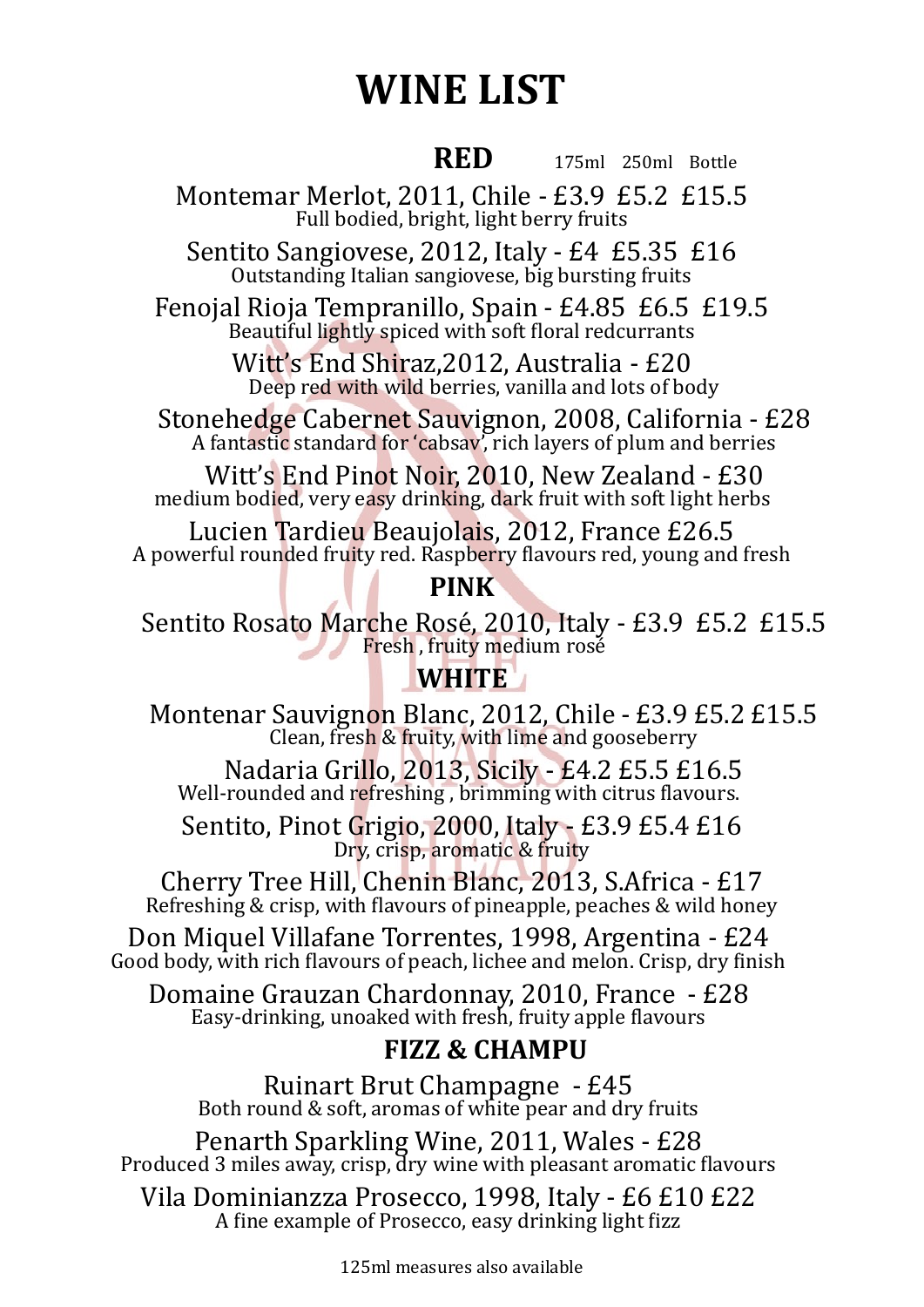# WINE LIST

## RED

175ml 250ml Bottle

Montemar Merlot, 2011, Chile - £3.9 £5.2 £15.5
Full bodied, bright, light berry fruits

Sentito Sangiovese, 2012, Italy - £4 £5.35 £16
Outstanding Italian sangiovese, big bursting fruits

Fenojal Rioja Tempranillo, Spain - £4.85 £6.5 £19.5
Beautiful lightly spiced with soft floral redcurrants

Witt's End Shiraz,2012, Australia - £20
Deep red with wild berries, vanilla and lots of body

Stonehedge Cabernet Sauvignon, 2008, California - £28
A fantastic standard for 'cabsav', rich layers of plum and berries

Witt's End Pinot Noir, 2010, New Zealand - £30
medium bodied, very easy drinking, dark fruit with soft light herbs

Lucien Tardieu Beaujolais, 2012, France £26.5
A powerful rounded fruity red. Raspberry flavours red, young and fresh

## PINK

Sentito Rosato Marche Rosé, 2010, Italy - £3.9 £5.2 £15.5
Fresh , fruity medium rosé

## WHITE

Montenar Sauvignon Blanc, 2012, Chile - £3.9 £5.2 £15.5
Clean, fresh & fruity, with lime and gooseberry

Nadaria Grillo, 2013, Sicily - £4.2 £5.5 £16.5
Well-rounded and refreshing , brimming with citrus flavours.

Sentito, Pinot Grigio, 2000, Italy - £3.9 £5.4 £16
Dry, crisp, aromatic & fruity

Cherry Tree Hill, Chenin Blanc, 2013, S.Africa - £17
Refreshing & crisp, with flavours of pineapple, peaches & wild honey

Don Miquel Villafane Torrentes, 1998, Argentina - £24
Good body, with rich flavours of peach, lichee and melon. Crisp, dry finish

Domaine Grauzan Chardonnay, 2010, France - £28
Easy-drinking, unoaked with fresh, fruity apple flavours

## FIZZ & CHAMPU

Ruinart Brut Champagne - £45
Both round & soft, aromas of white pear and dry fruits

Penarth Sparkling Wine, 2011, Wales - £28
Produced 3 miles away, crisp, dry wine with pleasant aromatic flavours

Vila Dominianzza Prosecco, 1998, Italy - £6 £10 £22
A fine example of Prosecco, easy drinking light fizz

125ml measures also available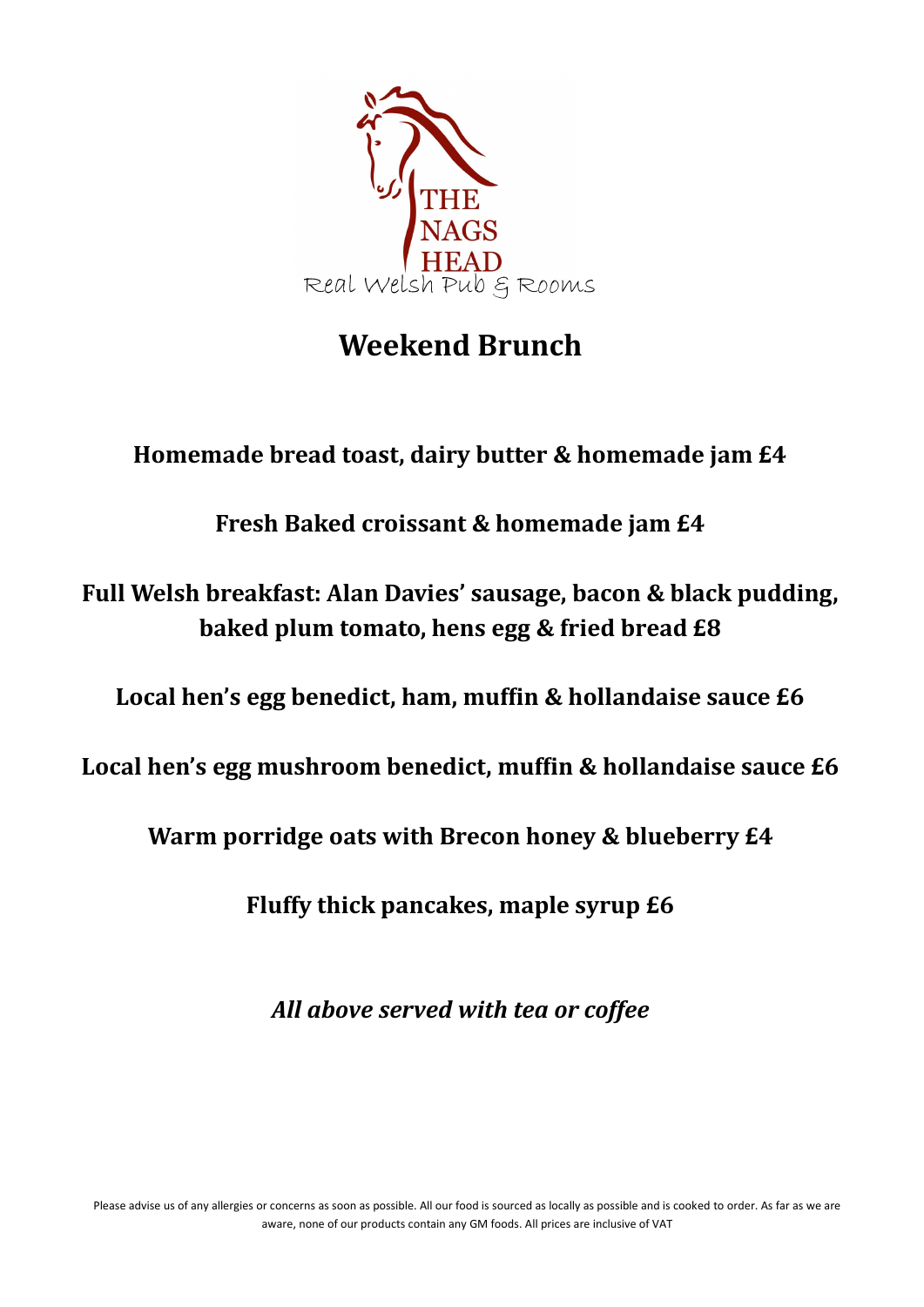THE NAGS HEAD

Real Welsh Pub & Rooms

# Weekend Brunch

**Homemade bread toast, dairy butter & homemade jam £4**

**Fresh Baked croissant & homemade jam £4**

**Full Welsh breakfast: Alan Davies' sausage, bacon & black pudding, baked plum tomato, hens egg & fried bread £8**

**Local hen's egg benedict, ham, muffin & hollandaise sauce £6**

**Local hen's egg mushroom benedict, muffin & hollandaise sauce £6**

**Warm porridge oats with Brecon honey & blueberry £4**

**Fluffy thick pancakes, maple syrup £6**

***All above served with tea or coffee***

Please advise us of any allergies or concerns as soon as possible. All our food is sourced as locally as possible and is cooked to order. As far as we are aware, none of our products contain any GM foods. All prices are inclusive of VAT